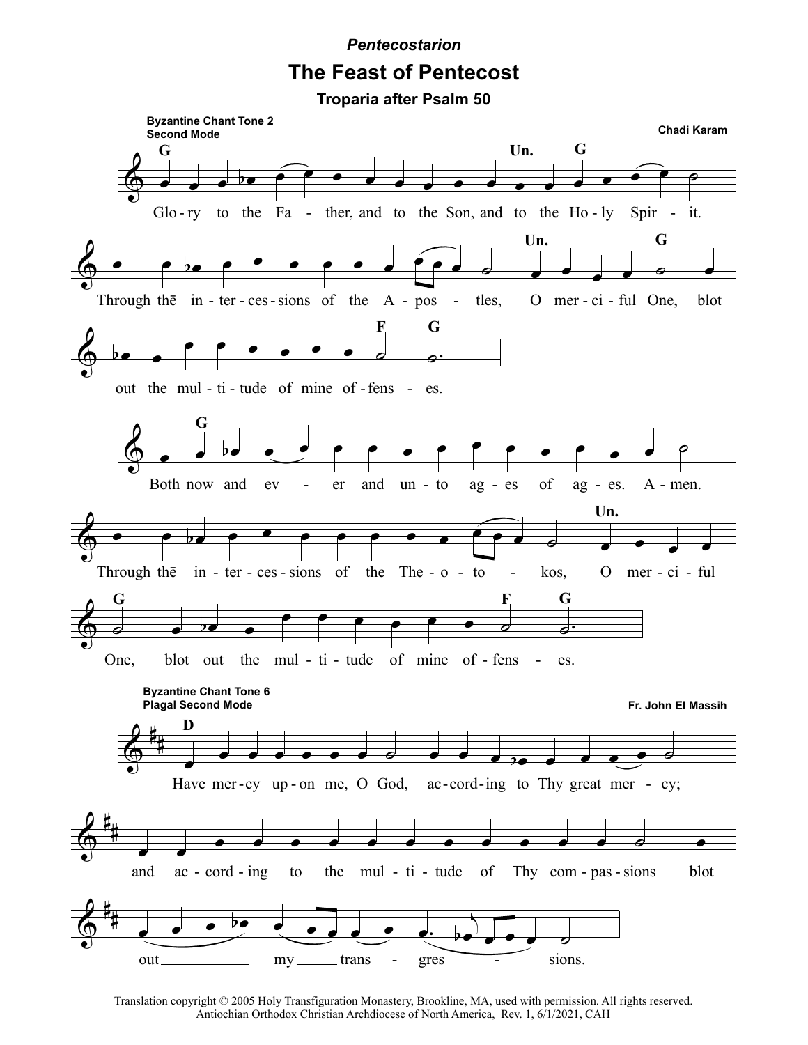*Pentecostarion*

# The Feast of Pentecost

## Troparia after Psalm 50

**Byzantine Chant Tone 2**
**Second Mode**

Chadi Karam

Glory to the Father, and to the Son, and to the Holy Spirit.

Through the intercessions of the Apostles, O merciful One, blot out the multitude of mine offenses.

Both now and ever and unto ages of ages. Amen.

Through the intercessions of the Theotokos, O merciful One, blot out the multitude of mine offenses.

**Byzantine Chant Tone 6**
**Plagal Second Mode**

Fr. John El Massih

Have mercy upon me, O God, according to Thy great mercy; and according to the multitude of Thy compassions blot out my transgressions.

Translation copyright © 2005 Holy Transfiguration Monastery, Brookline, MA, used with permission. All rights reserved.
Antiochian Orthodox Christian Archdiocese of North America, Rev. 1, 6/1/2021, CAH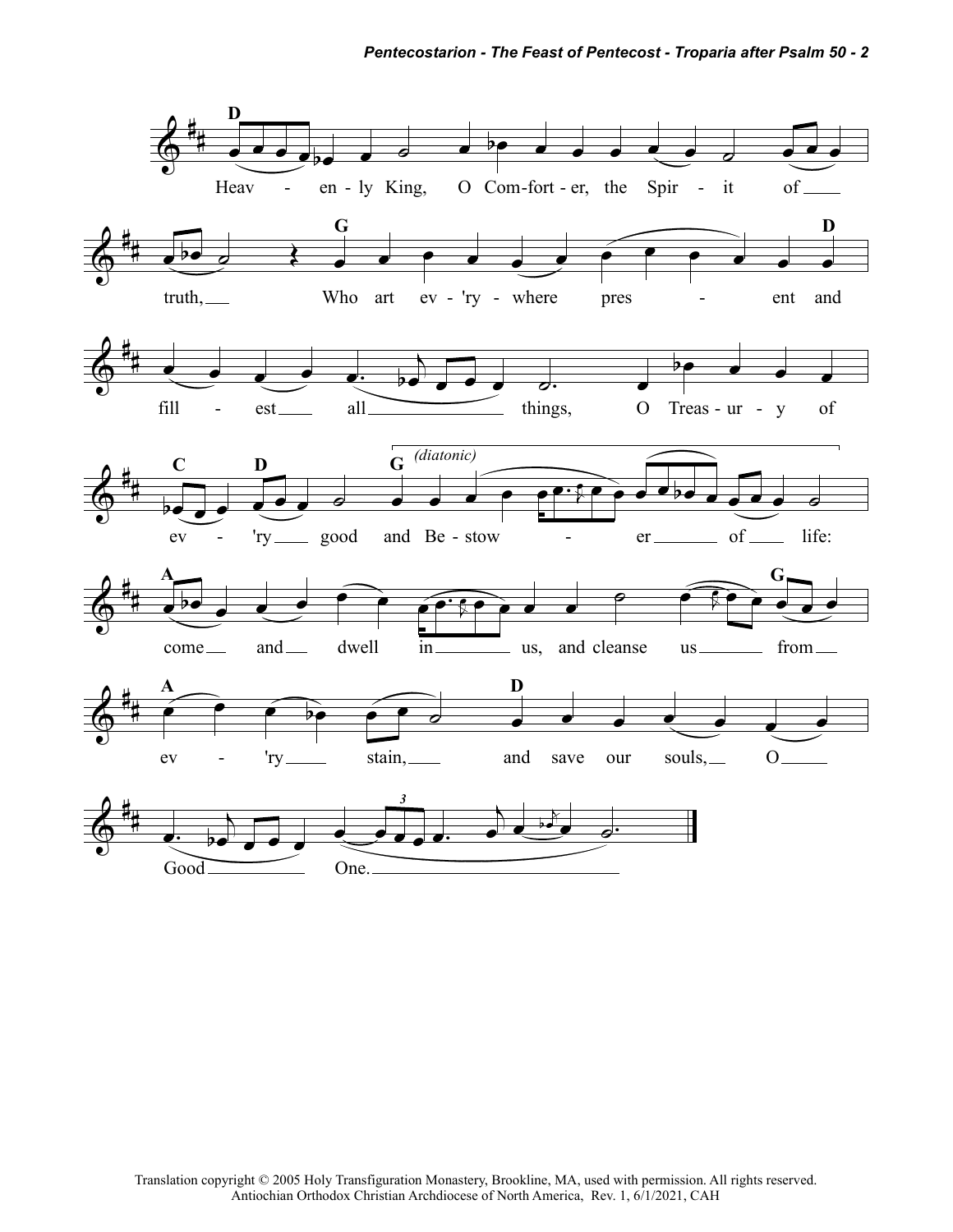D

Heav - en - ly King, O Com-fort - er, the Spir - it of

truth, Who art ev - 'ry - where pres - ent and

G D

fill - est all things, O Treas - ur - y of

C D G *(diatonic)*

ev - 'ry good and Be - stow - er of life:

A G

come and dwell in us, and cleanse us from

A D

ev - 'ry stain, and save our souls, O

Good One.

Translation copyright © 2005 Holy Transfiguration Monastery, Brookline, MA, used with permission. All rights reserved.
Antiochian Orthodox Christian Archdiocese of North America, Rev. 1, 6/1/2021, CAH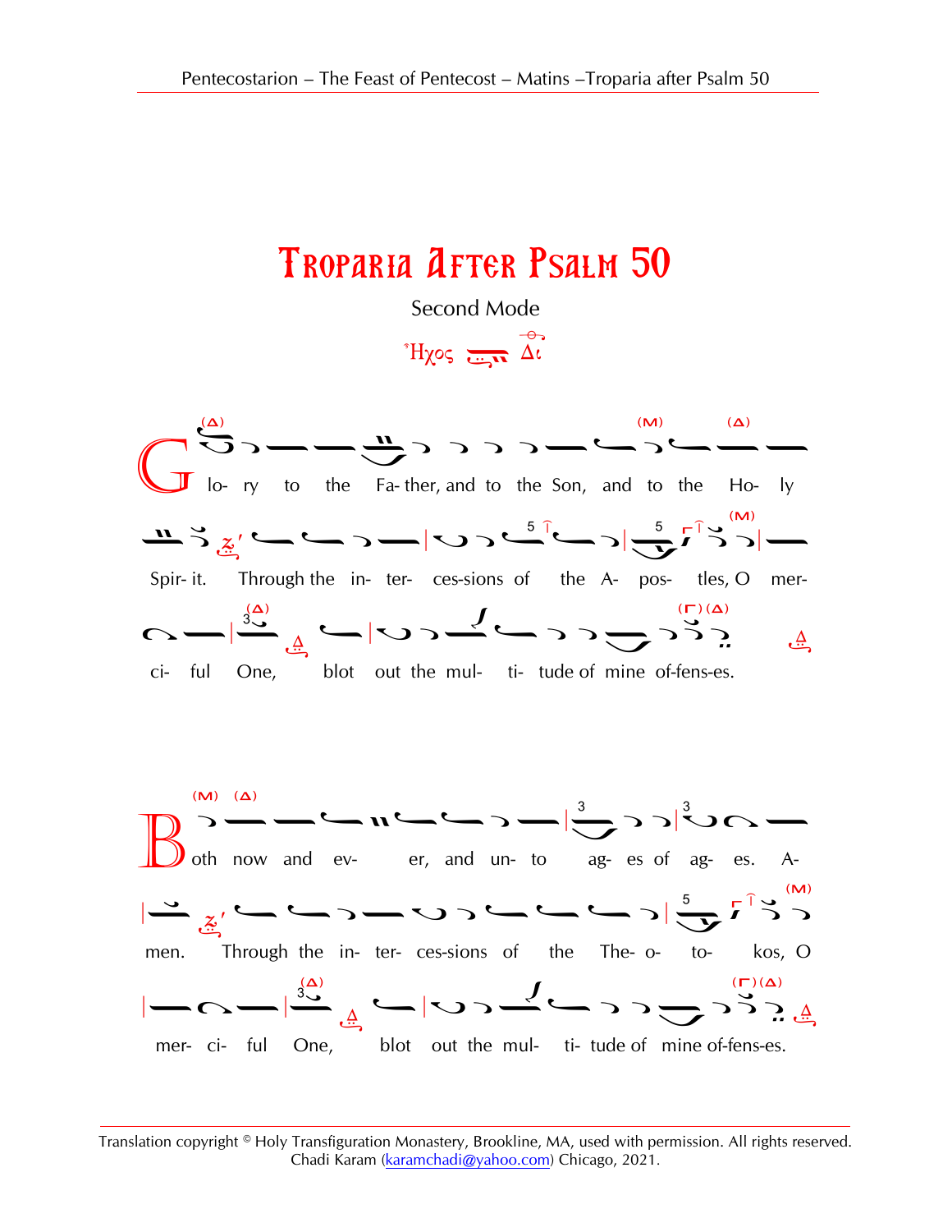# Troparia After Psalm 50

Second Mode

Ἦχος Δι

Glo- ry to the Fa- ther, and to the Son, and to the Ho- ly Spir- it. Through the in- ter- ces-sions of the A- pos- tles, O mer- ci- ful One, blot out the mul- ti- tude of mine of-fens-es.

Both now and ev- er, and un- to ag- es of ag- es. A- men. Through the in- ter- ces-sions of the The- o- to- kos, O mer- ci- ful One, blot out the mul- ti- tude of mine of-fens-es.

Translation copyright © Holy Transfiguration Monastery, Brookline, MA, used with permission. All rights reserved.
Chadi Karam (karamchadi@yahoo.com) Chicago, 2021.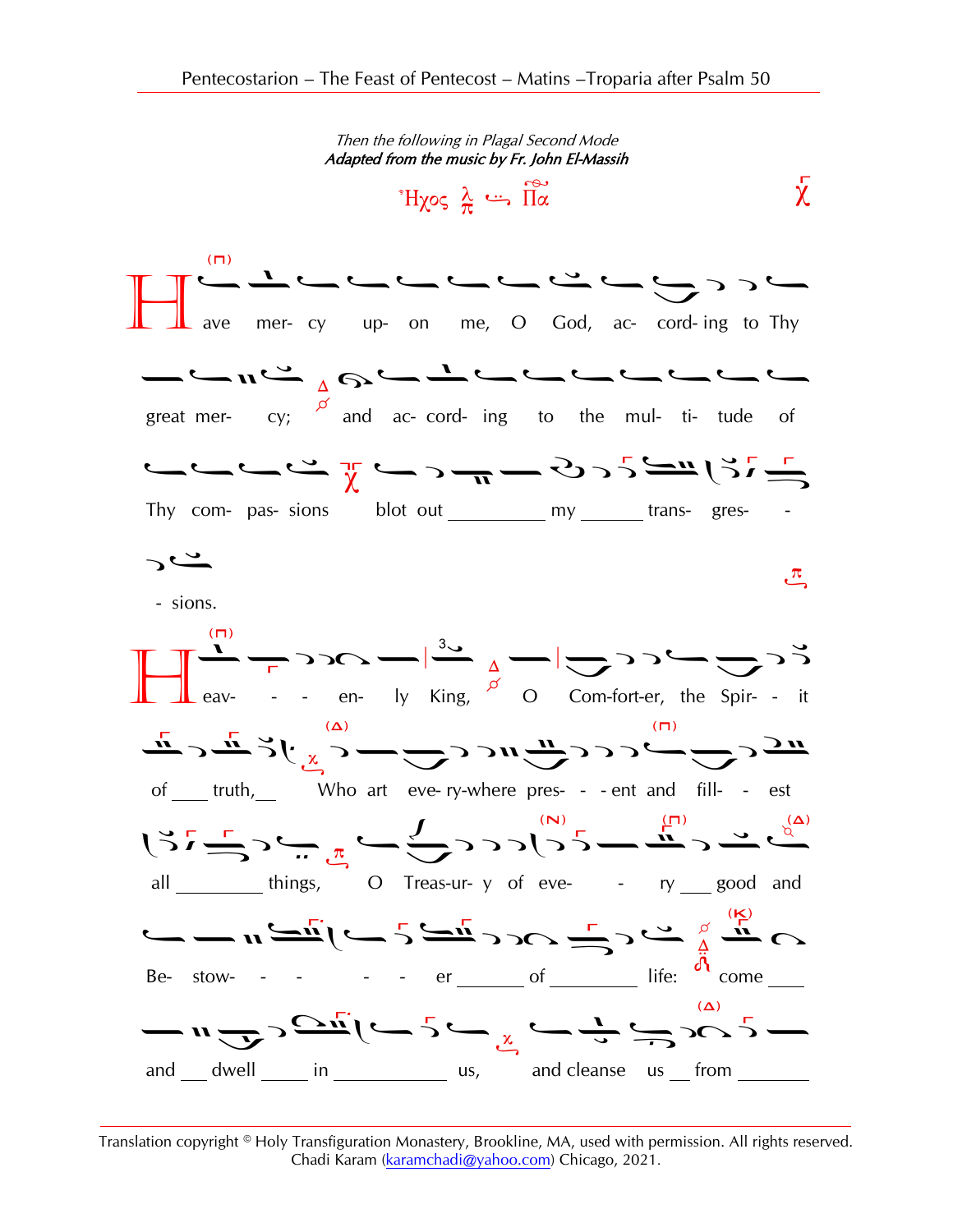*Then the following in Plagal Second Mode*
***Adapted from the music by Fr. John El-Massih***

Ἦχος πλ. β' Πα

Have mer- cy up- on me, O God, ac- cord- ing to Thy great mer- cy; and ac- cord- ing to the mul- ti- tude of Thy com- pas- sions blot out ___ my ___ trans- gres- - - sions.

Heav- - - en- ly King, O Com-fort-er, the Spir- - it of ___ truth,___ Who art eve- ry-where pres- - - ent and fill- - est all ___ things, O Treas-ur- y of eve- - ry ___ good and Be- stow- - - - - - er ___ of ___ life: come ___ and ___ dwell ___ in ___ us, and cleanse us ___ from ___

Translation copyright © Holy Transfiguration Monastery, Brookline, MA, used with permission. All rights reserved.
Chadi Karam (karamchadi@yahoo.com) Chicago, 2021.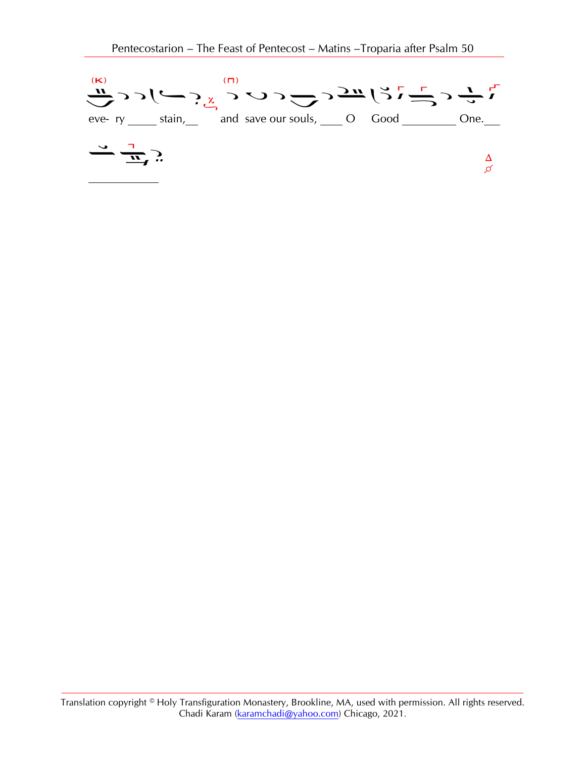eve- ry _____ stain,__ and save our souls, ____ O Good _________ One.___

___________